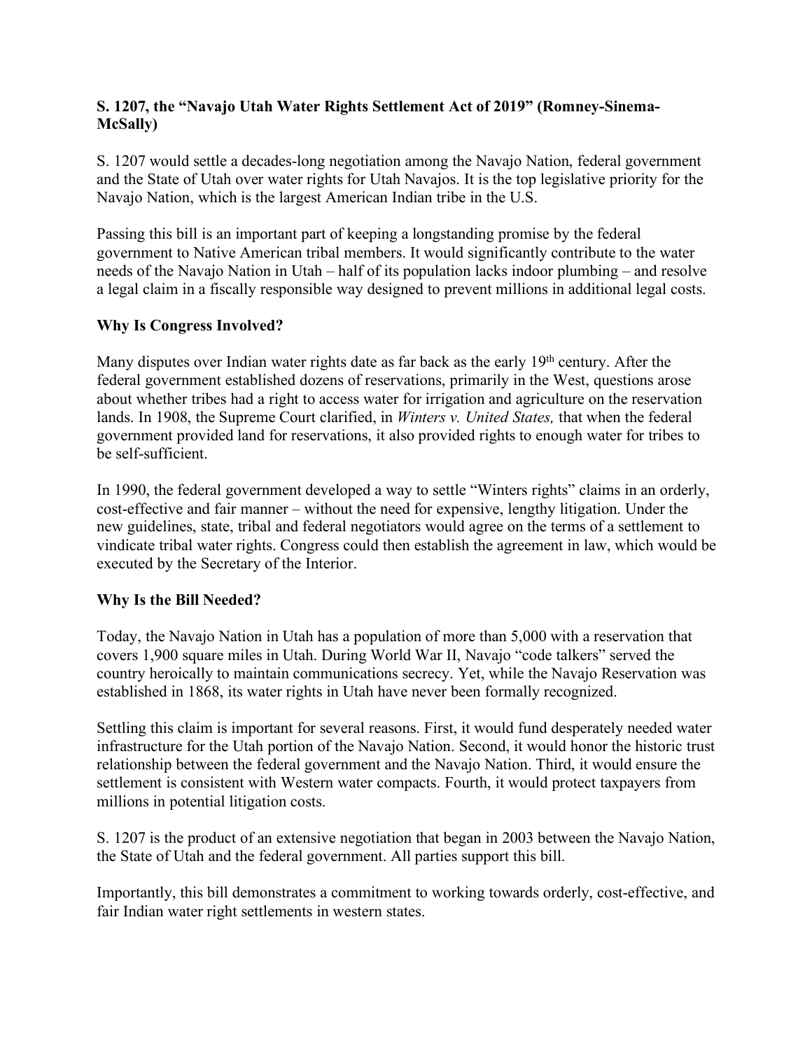**S. 1207, the "Navajo Utah Water Rights Settlement Act of 2019" (Romney-Sinema-McSally)**

S. 1207 would settle a decades-long negotiation among the Navajo Nation, federal government and the State of Utah over water rights for Utah Navajos. It is the top legislative priority for the Navajo Nation, which is the largest American Indian tribe in the U.S.

Passing this bill is an important part of keeping a longstanding promise by the federal government to Native American tribal members. It would significantly contribute to the water needs of the Navajo Nation in Utah – half of its population lacks indoor plumbing – and resolve a legal claim in a fiscally responsible way designed to prevent millions in additional legal costs.

**Why Is Congress Involved?**

Many disputes over Indian water rights date as far back as the early 19th century. After the federal government established dozens of reservations, primarily in the West, questions arose about whether tribes had a right to access water for irrigation and agriculture on the reservation lands. In 1908, the Supreme Court clarified, in *Winters v. United States,* that when the federal government provided land for reservations, it also provided rights to enough water for tribes to be self-sufficient.

In 1990, the federal government developed a way to settle "Winters rights" claims in an orderly, cost-effective and fair manner – without the need for expensive, lengthy litigation. Under the new guidelines, state, tribal and federal negotiators would agree on the terms of a settlement to vindicate tribal water rights. Congress could then establish the agreement in law, which would be executed by the Secretary of the Interior.

**Why Is the Bill Needed?**

Today, the Navajo Nation in Utah has a population of more than 5,000 with a reservation that covers 1,900 square miles in Utah. During World War II, Navajo "code talkers" served the country heroically to maintain communications secrecy. Yet, while the Navajo Reservation was established in 1868, its water rights in Utah have never been formally recognized.

Settling this claim is important for several reasons. First, it would fund desperately needed water infrastructure for the Utah portion of the Navajo Nation. Second, it would honor the historic trust relationship between the federal government and the Navajo Nation. Third, it would ensure the settlement is consistent with Western water compacts. Fourth, it would protect taxpayers from millions in potential litigation costs.

S. 1207 is the product of an extensive negotiation that began in 2003 between the Navajo Nation, the State of Utah and the federal government. All parties support this bill.

Importantly, this bill demonstrates a commitment to working towards orderly, cost-effective, and fair Indian water right settlements in western states.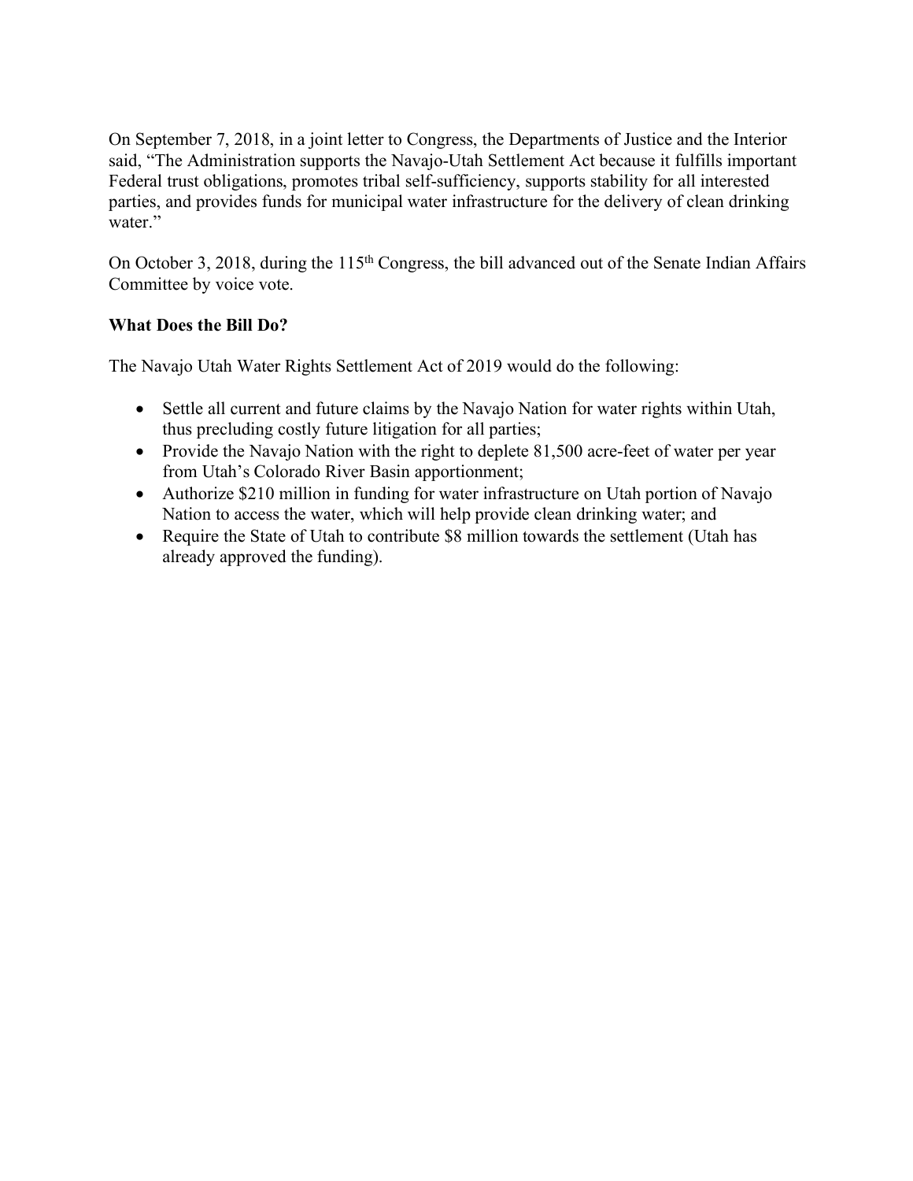On September 7, 2018, in a joint letter to Congress, the Departments of Justice and the Interior said, "The Administration supports the Navajo-Utah Settlement Act because it fulfills important Federal trust obligations, promotes tribal self-sufficiency, supports stability for all interested parties, and provides funds for municipal water infrastructure for the delivery of clean drinking water."

On October 3, 2018, during the 115th Congress, the bill advanced out of the Senate Indian Affairs Committee by voice vote.

**What Does the Bill Do?**

The Navajo Utah Water Rights Settlement Act of 2019 would do the following:

- Settle all current and future claims by the Navajo Nation for water rights within Utah, thus precluding costly future litigation for all parties;
- Provide the Navajo Nation with the right to deplete 81,500 acre-feet of water per year from Utah's Colorado River Basin apportionment;
- Authorize $210 million in funding for water infrastructure on Utah portion of Navajo Nation to access the water, which will help provide clean drinking water; and
- Require the State of Utah to contribute $8 million towards the settlement (Utah has already approved the funding).